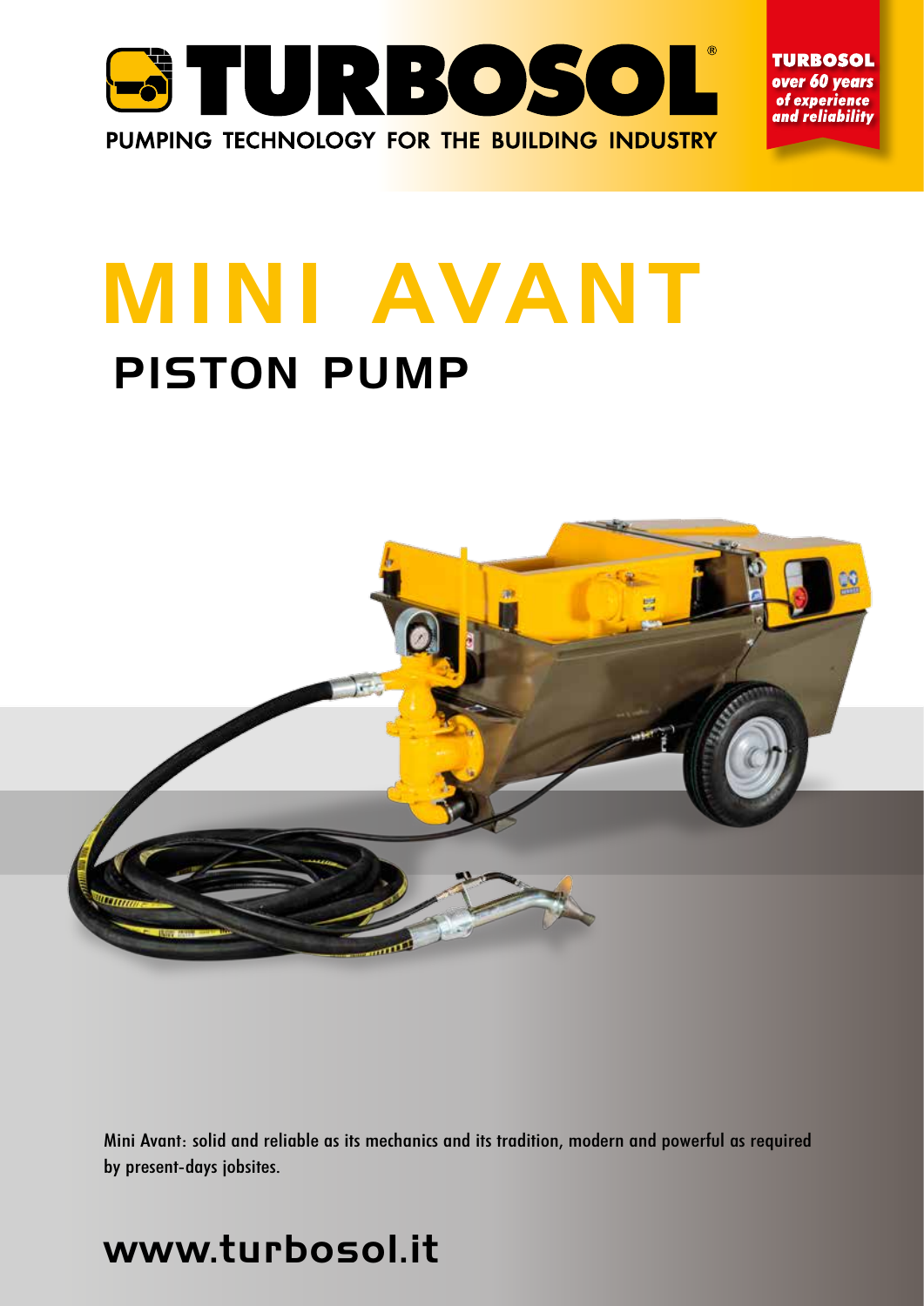TURBOSOL®

PUMPING TECHNOLOGY FOR THE BUILDING INDUSTRY

**TURBOSOL**
*over 60 years of experience and reliability*

# MINI AVANT

## PISTON PUMP

Mini Avant: solid and reliable as its mechanics and its tradition, modern and powerful as required by present-days jobsites.

**www.turbosol.it**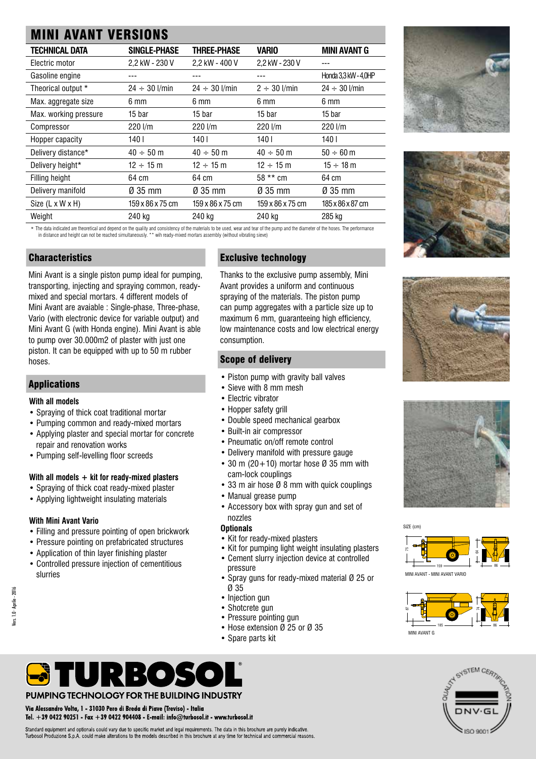# MINI AVANT VERSIONS

| TECHNICAL DATA | SINGLE-PHASE | THREE-PHASE | VARIO | MINI AVANT G |
|---|---|---|---|---|
| Electric motor | 2,2 kW - 230 V | 2,2 kW - 400 V | 2,2 kW - 230 V | --- |
| Gasoline engine | --- | --- | --- | Honda 3,3 kW - 4,0HP |
| Theorical output * | 24 ÷ 30 l/min | 24 ÷ 30 l/min | 2 ÷ 30 l/min | 24 ÷ 30 l/min |
| Max. aggregate size | 6 mm | 6 mm | 6 mm | 6 mm |
| Max. working pressure | 15 bar | 15 bar | 15 bar | 15 bar |
| Compressor | 220 l/m | 220 l/m | 220 l/m | 220 l/m |
| Hopper capacity | 140 l | 140 l | 140 l | 140 l |
| Delivery distance* | 40 ÷ 50 m | 40 ÷ 50 m | 40 ÷ 50 m | 50 ÷ 60 m |
| Delivery height* | 12 ÷ 15 m | 12 ÷ 15 m | 12 ÷ 15 m | 15 ÷ 18 m |
| Filling height | 64 cm | 64 cm | 58 ** cm | 64 cm |
| Delivery manifold | Ø 35 mm | Ø 35 mm | Ø 35 mm | Ø 35 mm |
| Size (L x W x H) | 159 x 86 x 75 cm | 159 x 86 x 75 cm | 159 x 86 x 75 cm | 185 x 86 x 87 cm |
| Weight | 240 kg | 240 kg | 240 kg | 285 kg |

* The data indicated are theoretical and depend on the quality and consistency of the materials to be used, wear and tear of the pump and the diameter of the hoses. The performance in distance and height can not be reached simultaneously. ** wih ready-mixed mortars assembly (without vibrating sieve)

## Characteristics

Mini Avant is a single piston pump ideal for pumping, transporting, injecting and spraying common, ready-mixed and special mortars. 4 different models of Mini Avant are avaiable : Single-phase, Three-phase, Vario (with electronic device for variable output) and Mini Avant G (with Honda engine). Mini Avant is able to pump over 30.000m2 of plaster with just one piston. It can be equipped with up to 50 m rubber hoses.

## Applications

**With all models**

- Spraying of thick coat traditional mortar
- Pumping common and ready-mixed mortars
- Applying plaster and special mortar for concrete repair and renovation works
- Pumping self-levelling floor screeds

**With all models + kit for ready-mixed plasters**

- Spraying of thick coat ready-mixed plaster
- Applying lightweight insulating materials

**With Mini Avant Vario**

- Filling and pressure pointing of open brickwork
- Pressure pointing on prefabricated structures
- Application of thin layer finishing plaster
- Controlled pressure injection of cementitious slurries

## Exclusive technology

Thanks to the exclusive pump assembly, Mini Avant provides a uniform and continuous spraying of the materials. The piston pump can pump aggregates with a particle size up to maximum 6 mm, guaranteeing high efficiency, low maintenance costs and low electrical energy consumption.

## Scope of delivery

- Piston pump with gravity ball valves
- Sieve with 8 mm mesh
- Electric vibrator
- Hopper safety grill
- Double speed mechanical gearbox
- Built-in air compressor
- Pneumatic on/off remote control
- Delivery manifold with pressure gauge
- 30 m (20+10) mortar hose Ø 35 mm with cam-lock couplings
- 33 m air hose Ø 8 mm with quick couplings
- Manual grease pump
- Accessory box with spray gun and set of nozzles

**Optionals**

- Kit for ready-mixed plasters
- Kit for pumping light weight insulating plasters
- Cement slurry injection device at controlled pressure
- Spray guns for ready-mixed material Ø 25 or Ø 35
- Injection gun
- Shotcrete gun
- Pressure pointing gun
- Hose extension Ø 25 or Ø 35
- Spare parts kit

SIZE (cm)

75 64 159 86

MINI AVANT - MINI AVANT VARIO

87 74 185 86

MINI AVANT G

Vers. 1.0 - Aprile - 2016

**TURBOSOL**®

PUMPING TECHNOLOGY FOR THE BUILDING INDUSTRY

Via Alessandro Volta, 1 - 31030 Pero di Breda di Piave (Treviso) - Italia
Tel. +39 0422 90251 - Fax +39 0422 904408 - E-mail: info@turbosol.it - www.turbosol.it

Standard equipment and optionals could vary due to specific market and legal requirements. The data in this brochure are purely indicative.
Turbosol Produzione S.p.A. could make alterations to the models described in this brochure at any time for technical and commercial reasons.

QUALITY SYSTEM CERTIFICATION DNV·GL ISO 9001